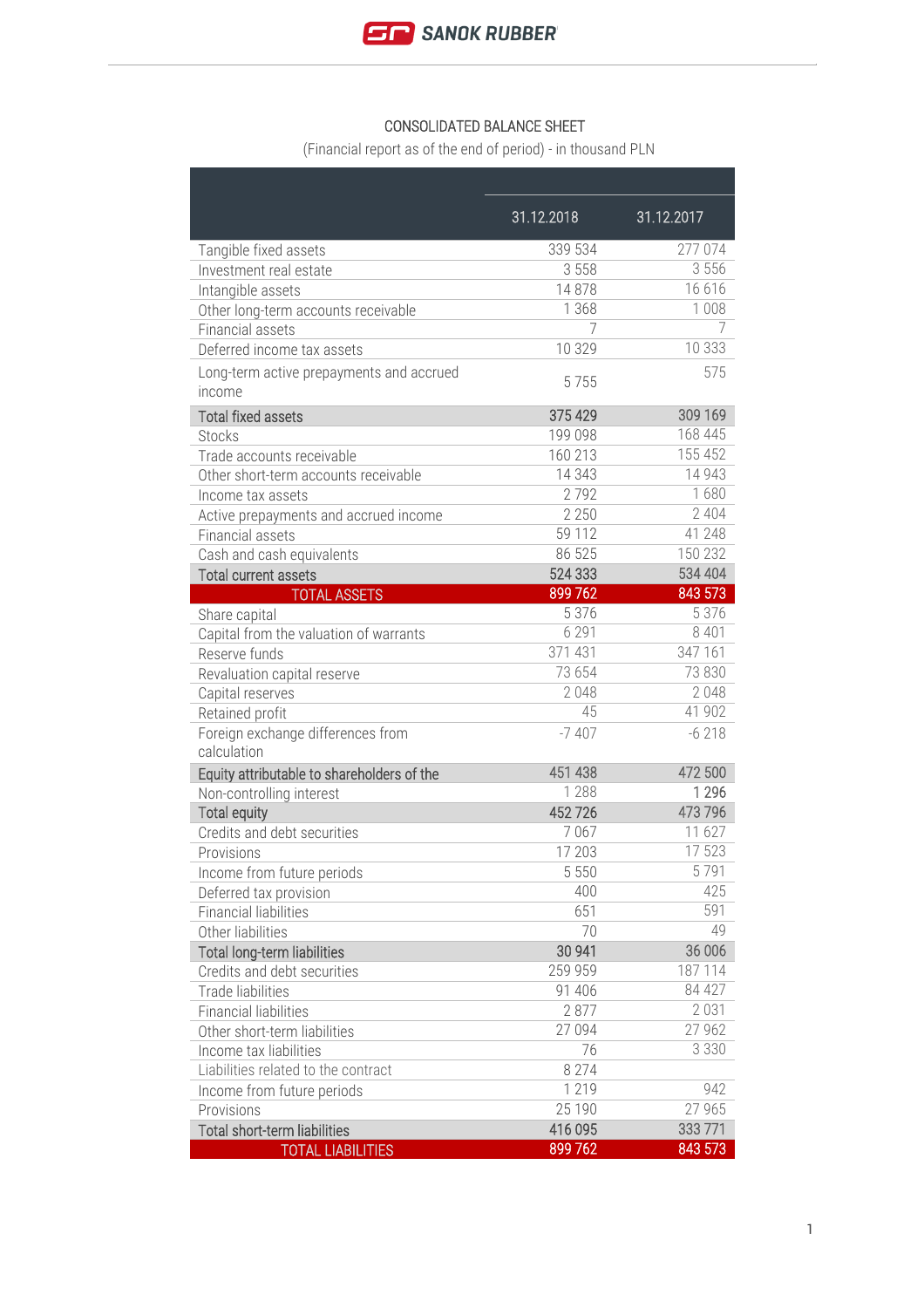SANOK RUBBER

## CONSOLIDATED BALANCE SHEET

(Financial report as of the end of period) - in thousand PLN

| | 31.12.2018 | 31.12.2017 |
|---|---|---|
| Tangible fixed assets | 339 534 | 277 074 |
| Investment real estate | 3 558 | 3 556 |
| Intangible assets | 14 878 | 16 616 |
| Other long-term accounts receivable | 1 368 | 1 008 |
| Financial assets | 7 | 7 |
| Deferred income tax assets | 10 329 | 10 333 |
| Long-term active prepayments and accrued income | 5 755 | 575 |
| **Total fixed assets** | **375 429** | **309 169** |
| Stocks | 199 098 | 168 445 |
| Trade accounts receivable | 160 213 | 155 452 |
| Other short-term accounts receivable | 14 343 | 14 943 |
| Income tax assets | 2 792 | 1 680 |
| Active prepayments and accrued income | 2 250 | 2 404 |
| Financial assets | 59 112 | 41 248 |
| Cash and cash equivalents | 86 525 | 150 232 |
| **Total current assets** | **524 333** | **534 404** |
| **TOTAL ASSETS** | **899 762** | **843 573** |
| Share capital | 5 376 | 5 376 |
| Capital from the valuation of warrants | 6 291 | 8 401 |
| Reserve funds | 371 431 | 347 161 |
| Revaluation capital reserve | 73 654 | 73 830 |
| Capital reserves | 2 048 | 2 048 |
| Retained profit | 45 | 41 902 |
| Foreign exchange differences from calculation | -7 407 | -6 218 |
| **Equity attributable to shareholders of the** | **451 438** | **472 500** |
| Non-controlling interest | 1 288 | 1 296 |
| **Total equity** | **452 726** | **473 796** |
| Credits and debt securities | 7 067 | 11 627 |
| Provisions | 17 203 | 17 523 |
| Income from future periods | 5 550 | 5 791 |
| Deferred tax provision | 400 | 425 |
| Financial liabilities | 651 | 591 |
| Other liabilities | 70 | 49 |
| **Total long-term liabilities** | **30 941** | **36 006** |
| Credits and debt securities | 259 959 | 187 114 |
| Trade liabilities | 91 406 | 84 427 |
| Financial liabilities | 2 877 | 2 031 |
| Other short-term liabilities | 27 094 | 27 962 |
| Income tax liabilities | 76 | 3 330 |
| Liabilities related to the contract | 8 274 | |
| Income from future periods | 1 219 | 942 |
| Provisions | 25 190 | 27 965 |
| **Total short-term liabilities** | **416 095** | **333 771** |
| **TOTAL LIABILITIES** | **899 762** | **843 573** |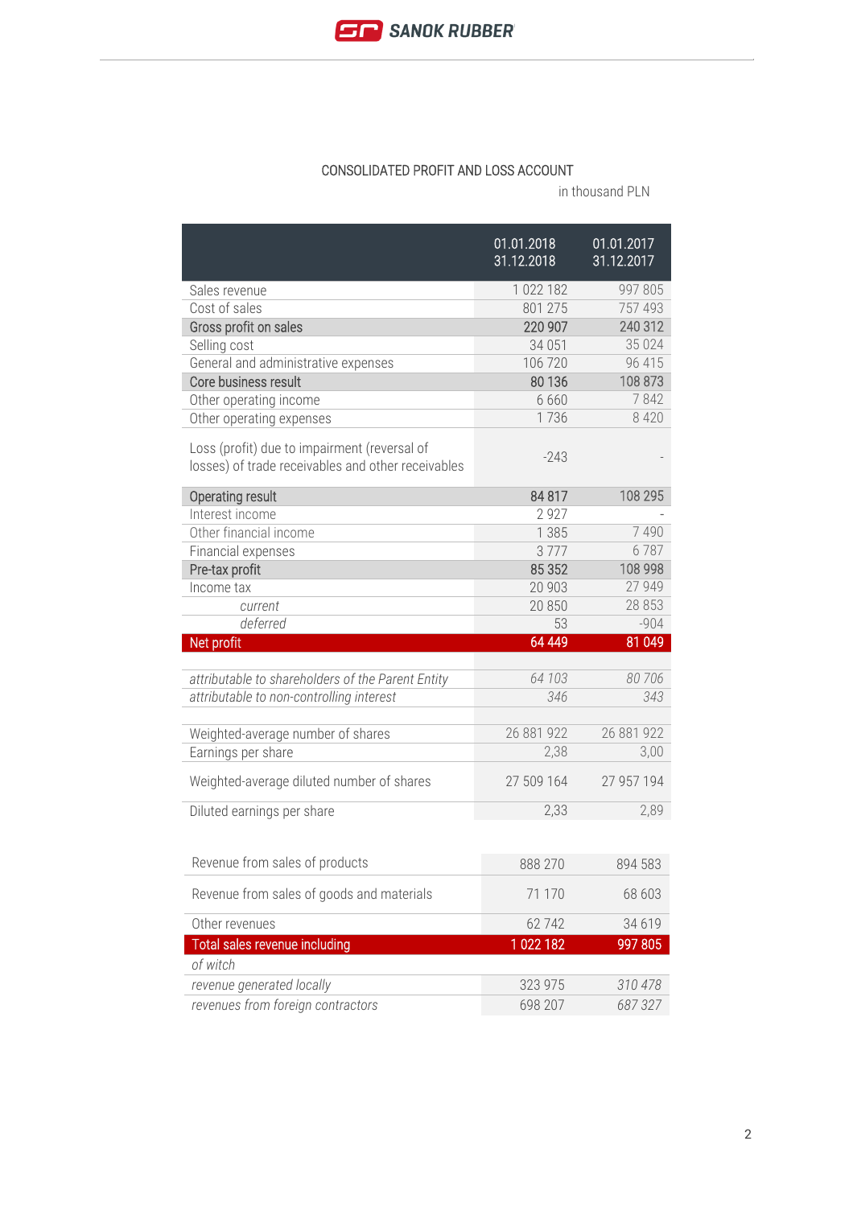## CONSOLIDATED PROFIT AND LOSS ACCOUNT

in thousand PLN

| | 01.01.2018<br>31.12.2018 | 01.01.2017<br>31.12.2017 |
|---|---|---|
| Sales revenue | 1 022 182 | 997 805 |
| Cost of sales | 801 275 | 757 493 |
| **Gross profit on sales** | **220 907** | **240 312** |
| Selling cost | 34 051 | 35 024 |
| General and administrative expenses | 106 720 | 96 415 |
| **Core business result** | **80 136** | **108 873** |
| Other operating income | 6 660 | 7 842 |
| Other operating expenses | 1 736 | 8 420 |
| Loss (profit) due to impairment (reversal of losses) of trade receivables and other receivables | -243 | - |
| **Operating result** | **84 817** | **108 295** |
| Interest income | 2 927 | - |
| Other financial income | 1 385 | 7 490 |
| Financial expenses | 3 777 | 6 787 |
| **Pre-tax profit** | **85 352** | **108 998** |
| Income tax | 20 903 | 27 949 |
| *current* | 20 850 | 28 853 |
| *deferred* | 53 | -904 |
| **Net profit** | **64 449** | **81 049** |
| | | |
| *attributable to shareholders of the Parent Entity* | *64 103* | *80 706* |
| *attributable to non-controlling interest* | *346* | *343* |
| | | |
| Weighted-average number of shares | 26 881 922 | 26 881 922 |
| Earnings per share | 2,38 | 3,00 |
| Weighted-average diluted number of shares | 27 509 164 | 27 957 194 |
| Diluted earnings per share | 2,33 | 2,89 |

| | | |
|---|---|---|
| Revenue from sales of products | 888 270 | 894 583 |
| Revenue from sales of goods and materials | 71 170 | 68 603 |
| Other revenues | 62 742 | 34 619 |
| **Total sales revenue including** | **1 022 182** | **997 805** |
| *of witch* | | |
| *revenue generated locally* | 323 975 | *310 478* |
| *revenues from foreign contractors* | 698 207 | *687 327* |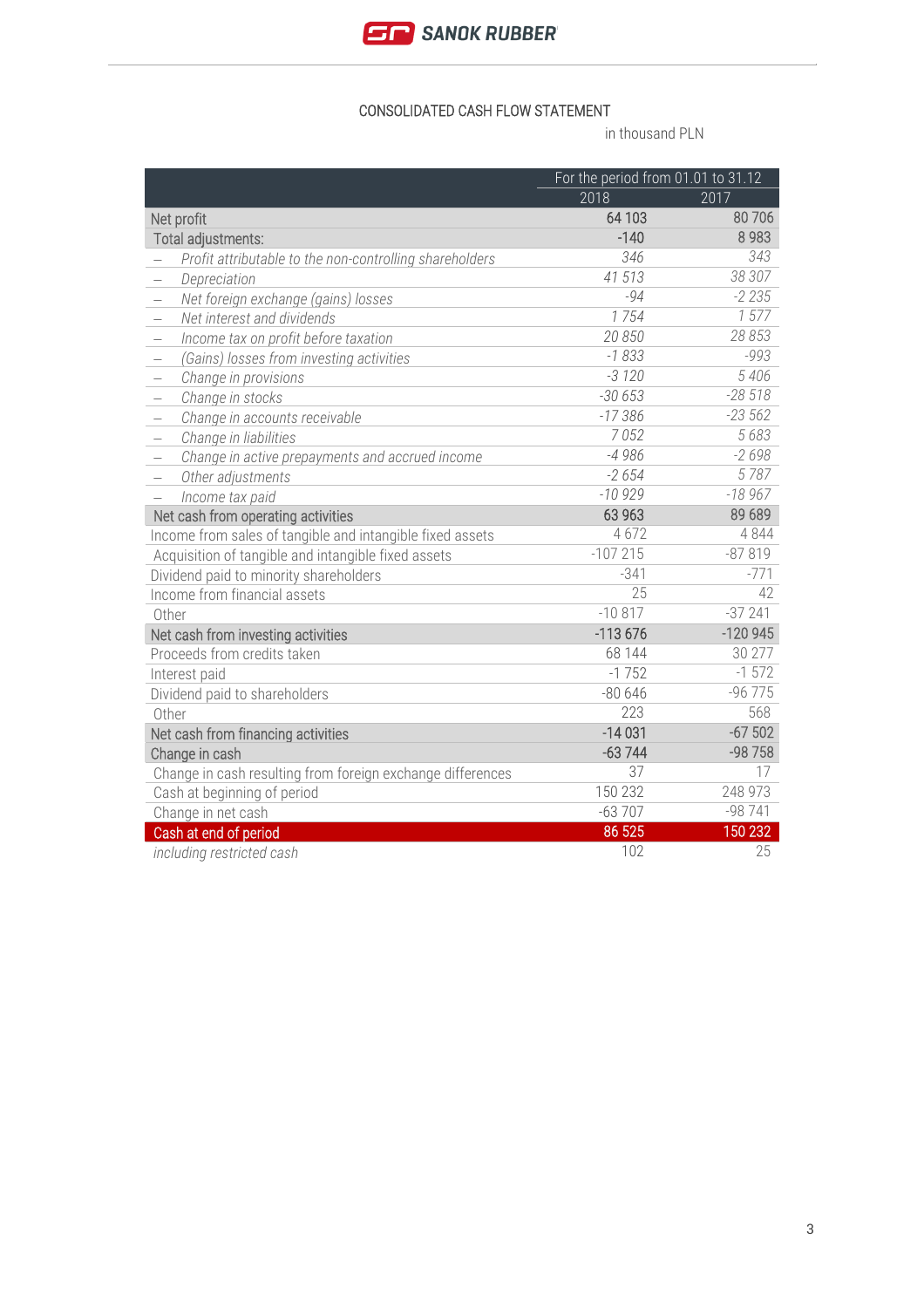## CONSOLIDATED CASH FLOW STATEMENT

in thousand PLN

| | For the period from 01.01 to 31.12 | |
|---|---|---|
| | 2018 | 2017 |
| Net profit | 64 103 | 80 706 |
| Total adjustments: | -140 | 8 983 |
| – *Profit attributable to the non-controlling shareholders* | *346* | *343* |
| – *Depreciation* | *41 513* | *38 307* |
| – *Net foreign exchange (gains) losses* | *-94* | *-2 235* |
| – *Net interest and dividends* | *1 754* | *1 577* |
| – *Income tax on profit before taxation* | *20 850* | *28 853* |
| – *(Gains) losses from investing activities* | *-1 833* | *-993* |
| – *Change in provisions* | *-3 120* | *5 406* |
| – *Change in stocks* | *-30 653* | *-28 518* |
| – *Change in accounts receivable* | *-17 386* | *-23 562* |
| – *Change in liabilities* | *7 052* | *5 683* |
| – *Change in active prepayments and accrued income* | *-4 986* | *-2 698* |
| – *Other adjustments* | *-2 654* | *5 787* |
| – *Income tax paid* | *-10 929* | *-18 967* |
| Net cash from operating activities | 63 963 | 89 689 |
| Income from sales of tangible and intangible fixed assets | 4 672 | 4 844 |
| Acquisition of tangible and intangible fixed assets | -107 215 | -87 819 |
| Dividend paid to minority shareholders | -341 | -771 |
| Income from financial assets | 25 | 42 |
| Other | -10 817 | -37 241 |
| Net cash from investing activities | -113 676 | -120 945 |
| Proceeds from credits taken | 68 144 | 30 277 |
| Interest paid | -1 752 | -1 572 |
| Dividend paid to shareholders | -80 646 | -96 775 |
| Other | 223 | 568 |
| Net cash from financing activities | -14 031 | -67 502 |
| Change in cash | -63 744 | -98 758 |
| Change in cash resulting from foreign exchange differences | 37 | 17 |
| Cash at beginning of period | 150 232 | 248 973 |
| Change in net cash | -63 707 | -98 741 |
| Cash at end of period | 86 525 | 150 232 |
| *including restricted cash* | 102 | 25 |